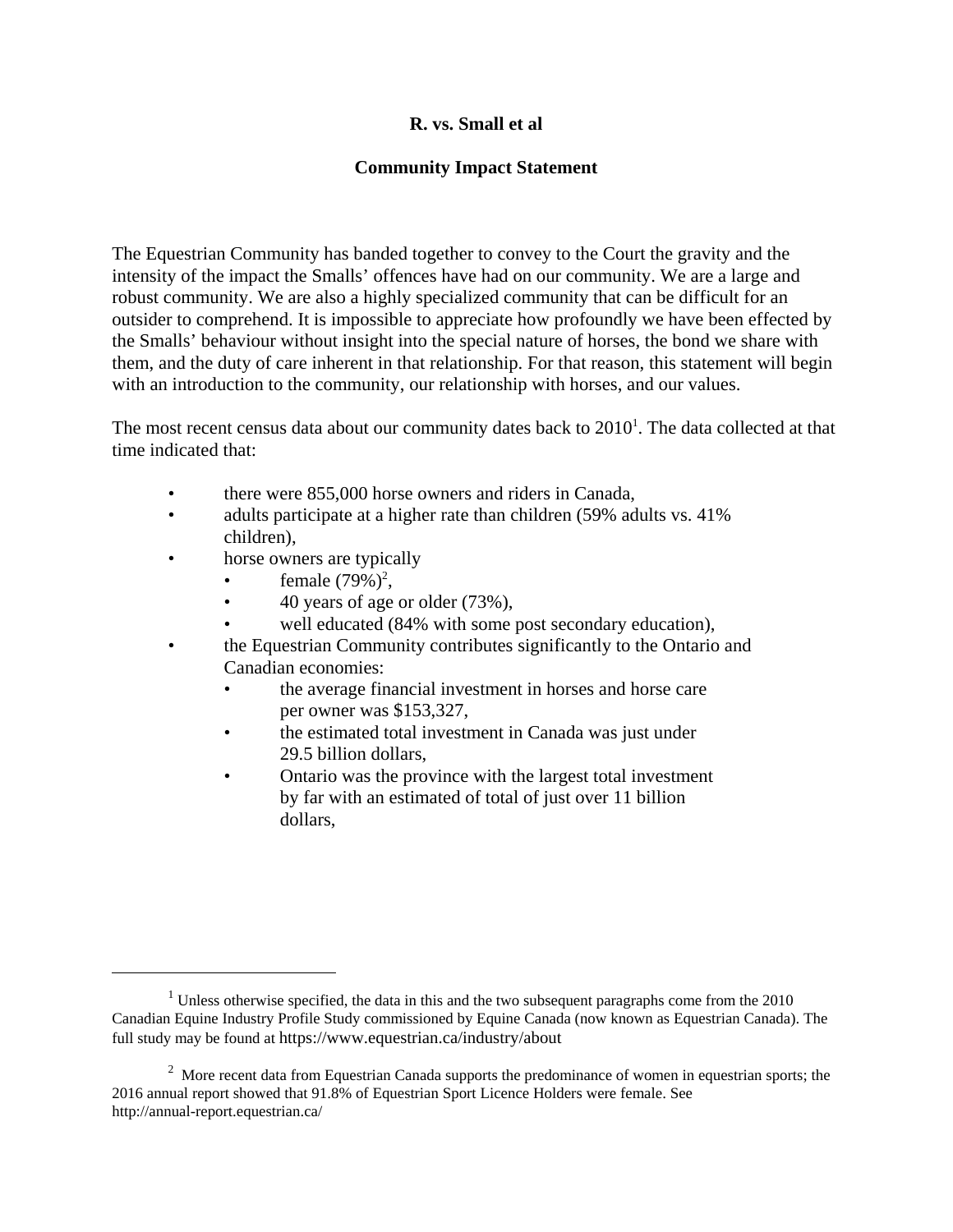**R. vs. Small et al**

**Community Impact Statement**

The Equestrian Community has banded together to convey to the Court the gravity and the intensity of the impact the Smalls' offences have had on our community. We are a large and robust community. We are also a highly specialized community that can be difficult for an outsider to comprehend. It is impossible to appreciate how profoundly we have been effected by the Smalls' behaviour without insight into the special nature of horses, the bond we share with them, and the duty of care inherent in that relationship. For that reason, this statement will begin with an introduction to the community, our relationship with horses, and our values.

The most recent census data about our community dates back to 2010[1]. The data collected at that time indicated that:

- there were 855,000 horse owners and riders in Canada,
- adults participate at a higher rate than children (59% adults vs. 41% children),
- horse owners are typically
  - female (79%)[2],
  - 40 years of age or older (73%),
  - well educated (84% with some post secondary education),
- the Equestrian Community contributes significantly to the Ontario and Canadian economies:
  - the average financial investment in horses and horse care per owner was $153,327,
  - the estimated total investment in Canada was just under 29.5 billion dollars,
  - Ontario was the province with the largest total investment by far with an estimated of total of just over 11 billion dollars,

---

[1] Unless otherwise specified, the data in this and the two subsequent paragraphs come from the 2010 Canadian Equine Industry Profile Study commissioned by Equine Canada (now known as Equestrian Canada). The full study may be found at https://www.equestrian.ca/industry/about

[2] More recent data from Equestrian Canada supports the predominance of women in equestrian sports; the 2016 annual report showed that 91.8% of Equestrian Sport Licence Holders were female. See http://annual-report.equestrian.ca/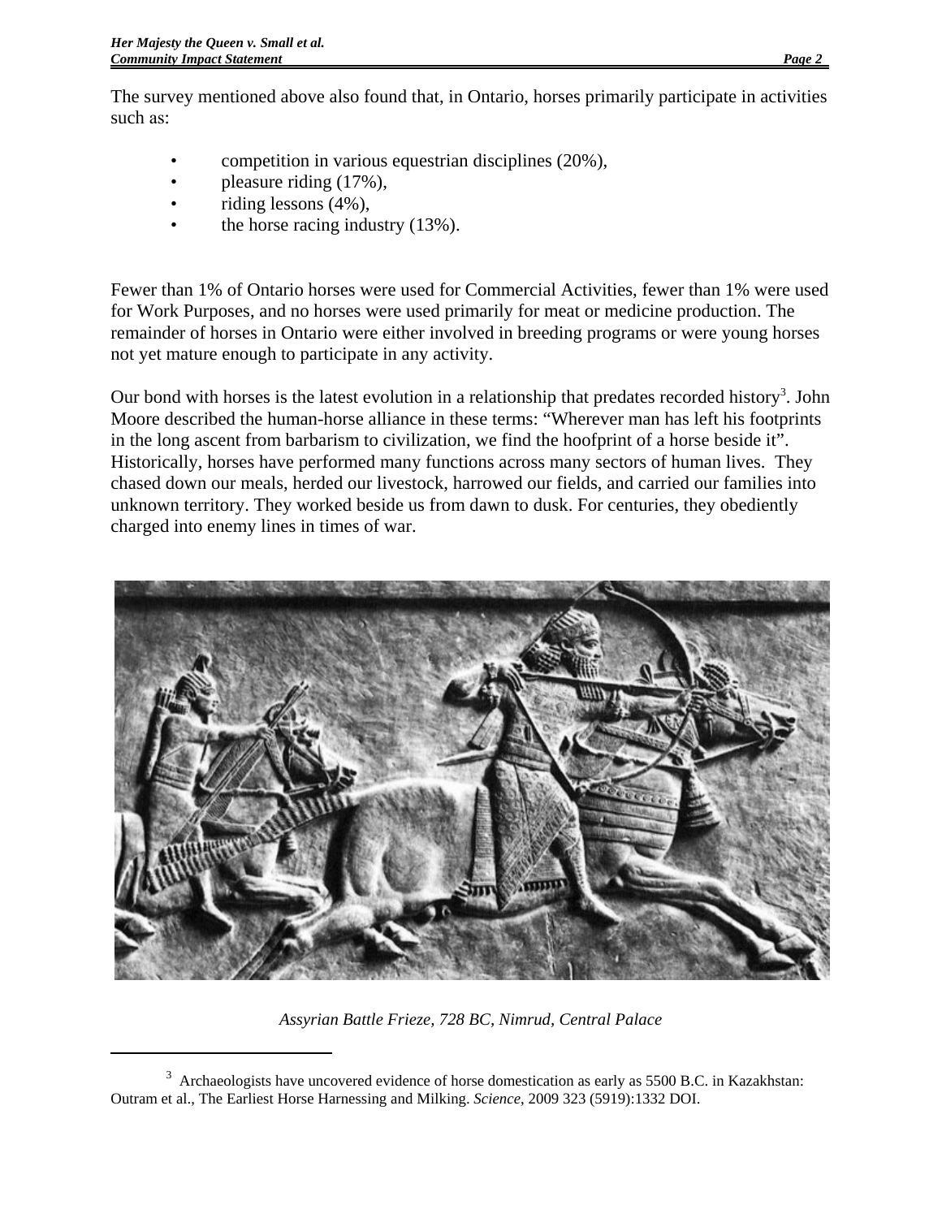The survey mentioned above also found that, in Ontario, horses primarily participate in activities such as:

- competition in various equestrian disciplines (20%),
- pleasure riding (17%),
- riding lessons (4%),
- the horse racing industry (13%).

Fewer than 1% of Ontario horses were used for Commercial Activities, fewer than 1% were used for Work Purposes, and no horses were used primarily for meat or medicine production. The remainder of horses in Ontario were either involved in breeding programs or were young horses not yet mature enough to participate in any activity.

Our bond with horses is the latest evolution in a relationship that predates recorded history[3]. John Moore described the human-horse alliance in these terms: "Wherever man has left his footprints in the long ascent from barbarism to civilization, we find the hoofprint of a horse beside it". Historically, horses have performed many functions across many sectors of human lives. They chased down our meals, herded our livestock, harrowed our fields, and carried our families into unknown territory. They worked beside us from dawn to dusk. For centuries, they obediently charged into enemy lines in times of war.

*Assyrian Battle Frieze, 728 BC, Nimrud, Central Palace*

[3] Archaeologists have uncovered evidence of horse domestication as early as 5500 B.C. in Kazakhstan: Outram et al., The Earliest Horse Harnessing and Milking. *Science,* 2009 323 (5919):1332 DOI.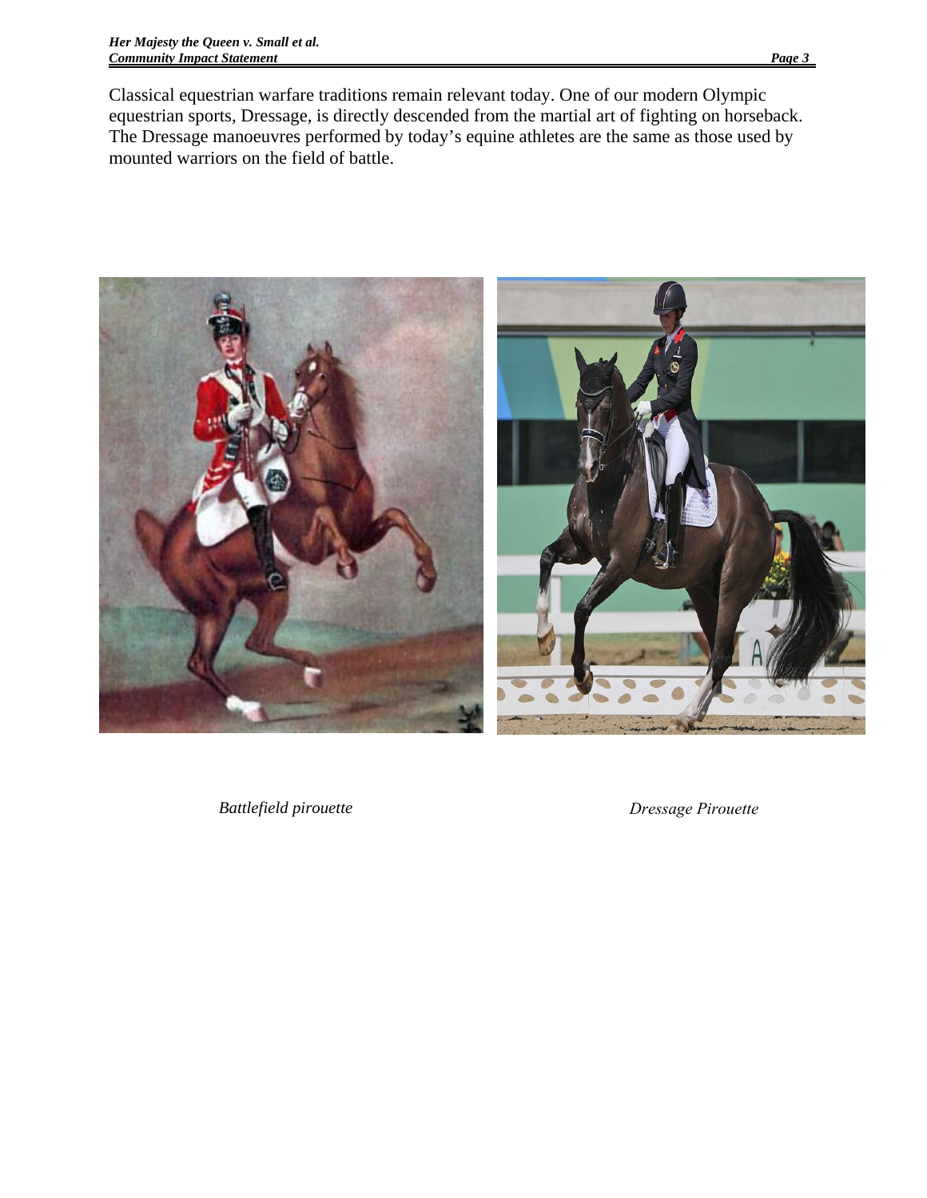Classical equestrian warfare traditions remain relevant today. One of our modern Olympic equestrian sports, Dressage, is directly descended from the martial art of fighting on horseback. The Dressage manoeuvres performed by today's equine athletes are the same as those used by mounted warriors on the field of battle.

*Battlefield pirouette*

*Dressage Pirouette*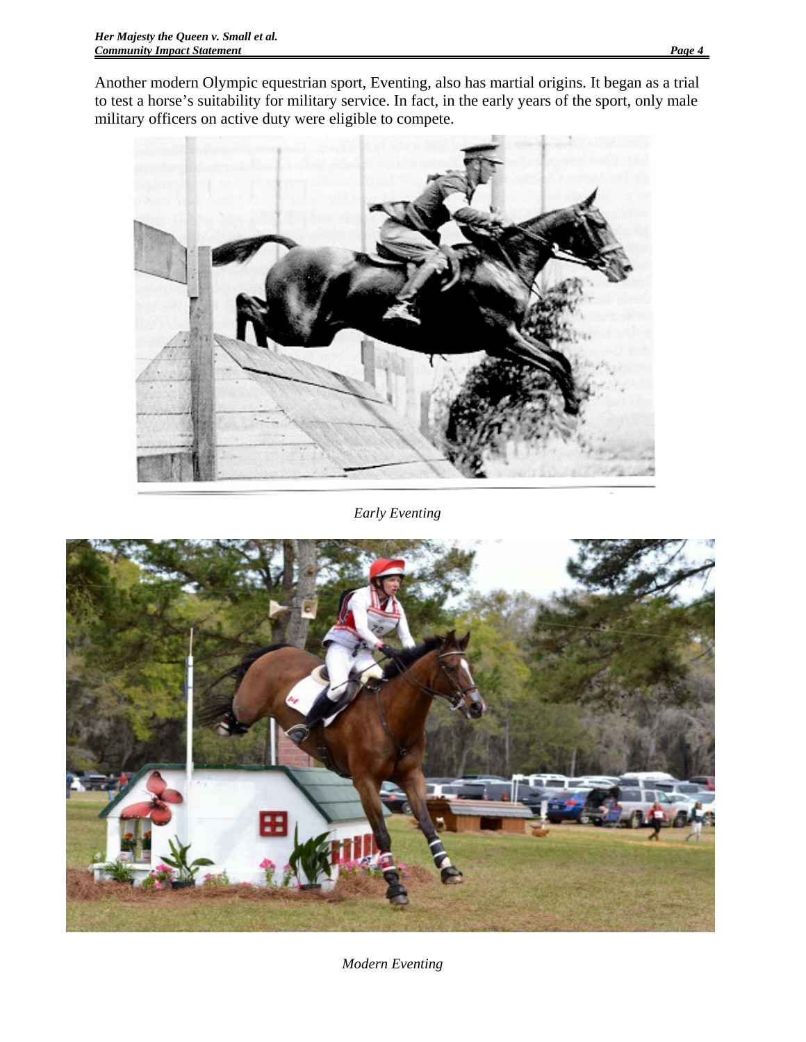Another modern Olympic equestrian sport, Eventing, also has martial origins. It began as a trial to test a horse's suitability for military service. In fact, in the early years of the sport, only male military officers on active duty were eligible to compete.

*Early Eventing*

*Modern Eventing*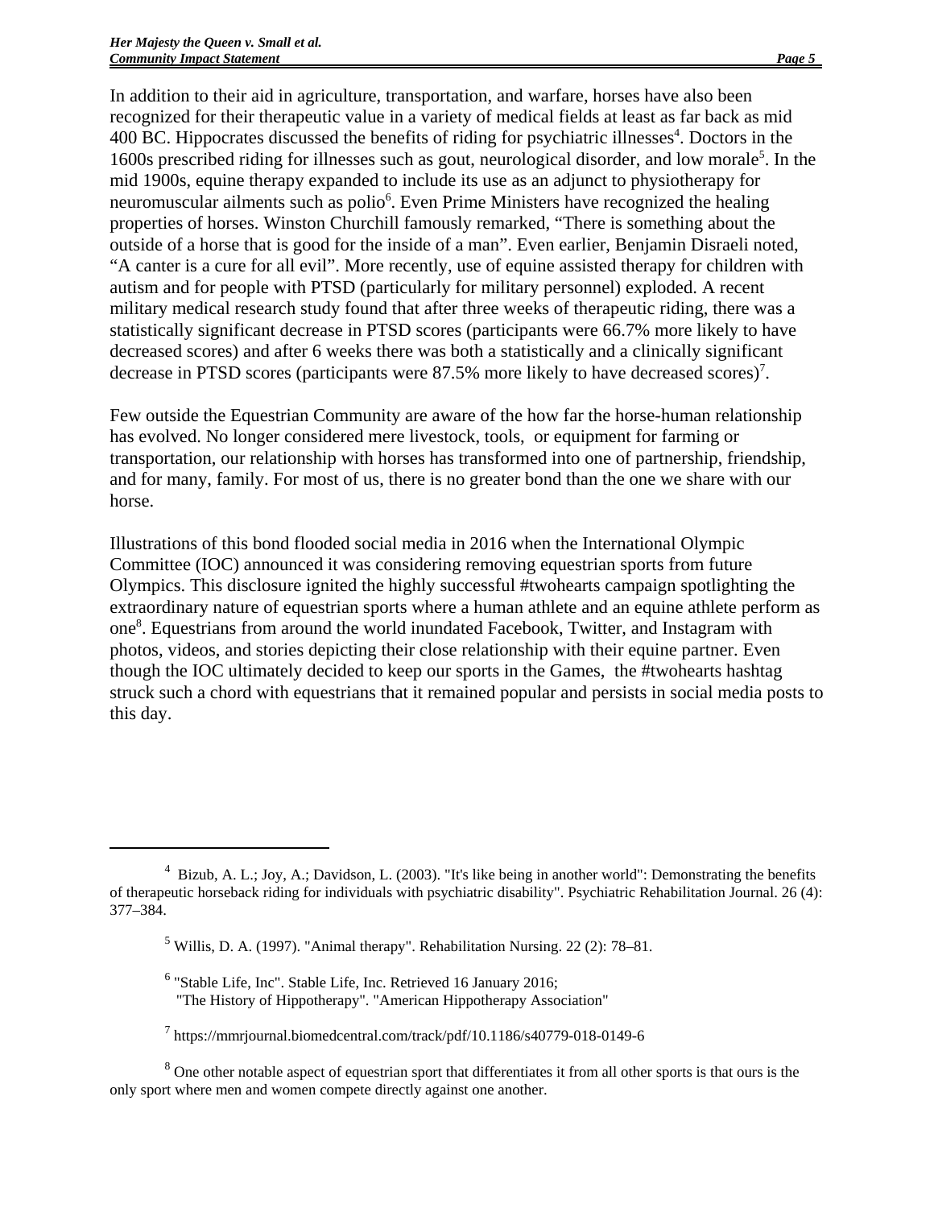In addition to their aid in agriculture, transportation, and warfare, horses have also been recognized for their therapeutic value in a variety of medical fields at least as far back as mid 400 BC. Hippocrates discussed the benefits of riding for psychiatric illnesses[4]. Doctors in the 1600s prescribed riding for illnesses such as gout, neurological disorder, and low morale[5]. In the mid 1900s, equine therapy expanded to include its use as an adjunct to physiotherapy for neuromuscular ailments such as polio[6]. Even Prime Ministers have recognized the healing properties of horses. Winston Churchill famously remarked, “There is something about the outside of a horse that is good for the inside of a man”. Even earlier, Benjamin Disraeli noted, “A canter is a cure for all evil”. More recently, use of equine assisted therapy for children with autism and for people with PTSD (particularly for military personnel) exploded. A recent military medical research study found that after three weeks of therapeutic riding, there was a statistically significant decrease in PTSD scores (participants were 66.7% more likely to have decreased scores) and after 6 weeks there was both a statistically and a clinically significant decrease in PTSD scores (participants were 87.5% more likely to have decreased scores)[7].

Few outside the Equestrian Community are aware of the how far the horse-human relationship has evolved. No longer considered mere livestock, tools, or equipment for farming or transportation, our relationship with horses has transformed into one of partnership, friendship, and for many, family. For most of us, there is no greater bond than the one we share with our horse.

Illustrations of this bond flooded social media in 2016 when the International Olympic Committee (IOC) announced it was considering removing equestrian sports from future Olympics. This disclosure ignited the highly successful #twohearts campaign spotlighting the extraordinary nature of equestrian sports where a human athlete and an equine athlete perform as one[8]. Equestrians from around the world inundated Facebook, Twitter, and Instagram with photos, videos, and stories depicting their close relationship with their equine partner. Even though the IOC ultimately decided to keep our sports in the Games, the #twohearts hashtag struck such a chord with equestrians that it remained popular and persists in social media posts to this day.

---

[4] Bizub, A. L.; Joy, A.; Davidson, L. (2003). "It's like being in another world": Demonstrating the benefits of therapeutic horseback riding for individuals with psychiatric disability". Psychiatric Rehabilitation Journal. 26 (4): 377–384.

[5] Willis, D. A. (1997). "Animal therapy". Rehabilitation Nursing. 22 (2): 78–81.

[6] "Stable Life, Inc". Stable Life, Inc. Retrieved 16 January 2016; "The History of Hippotherapy". "American Hippotherapy Association"

[7] https://mmrjournal.biomedcentral.com/track/pdf/10.1186/s40779-018-0149-6

[8] One other notable aspect of equestrian sport that differentiates it from all other sports is that ours is the only sport where men and women compete directly against one another.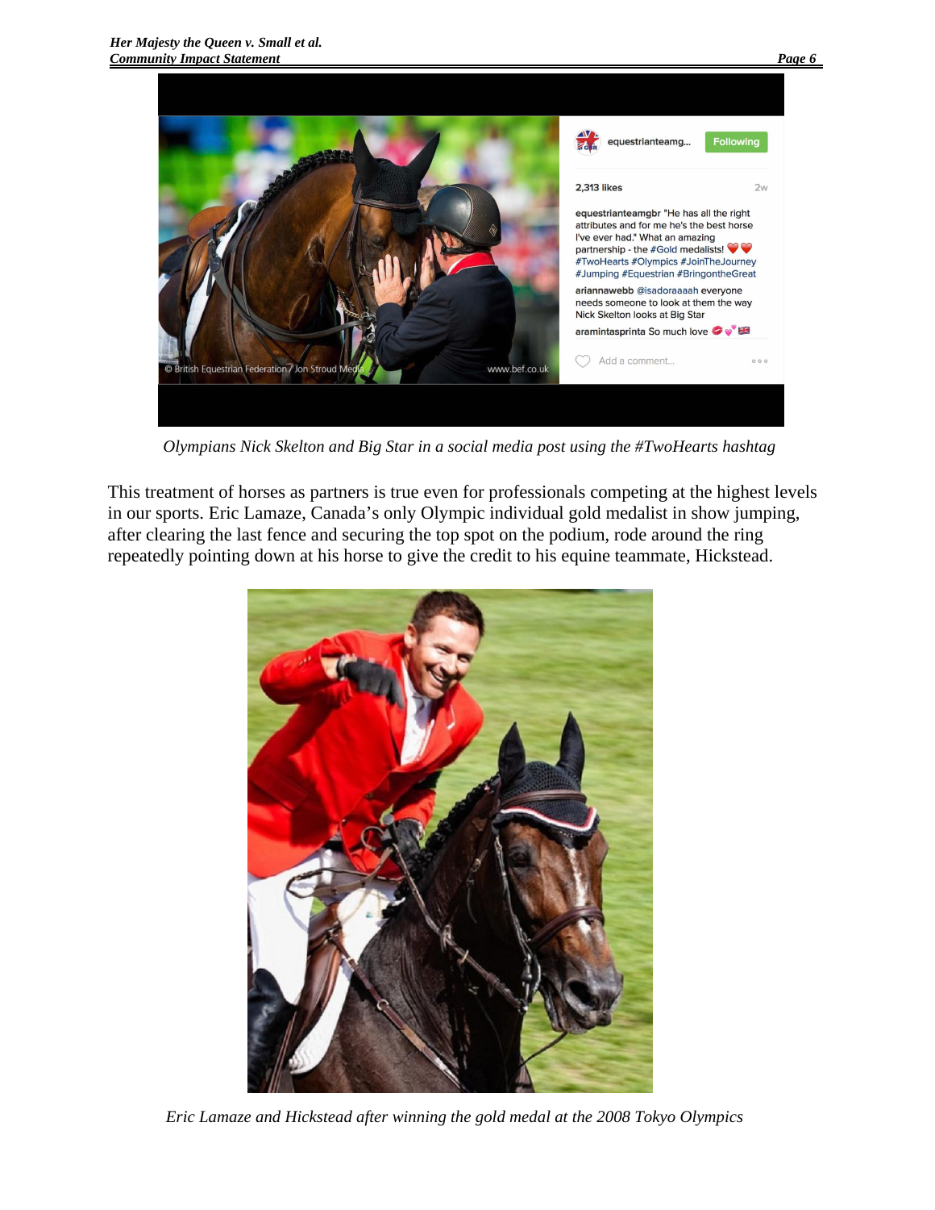*Olympians Nick Skelton and Big Star in a social media post using the #TwoHearts hashtag*

This treatment of horses as partners is true even for professionals competing at the highest levels in our sports. Eric Lamaze, Canada's only Olympic individual gold medalist in show jumping, after clearing the last fence and securing the top spot on the podium, rode around the ring repeatedly pointing down at his horse to give the credit to his equine teammate, Hickstead.

*Eric Lamaze and Hickstead after winning the gold medal at the 2008 Tokyo Olympics*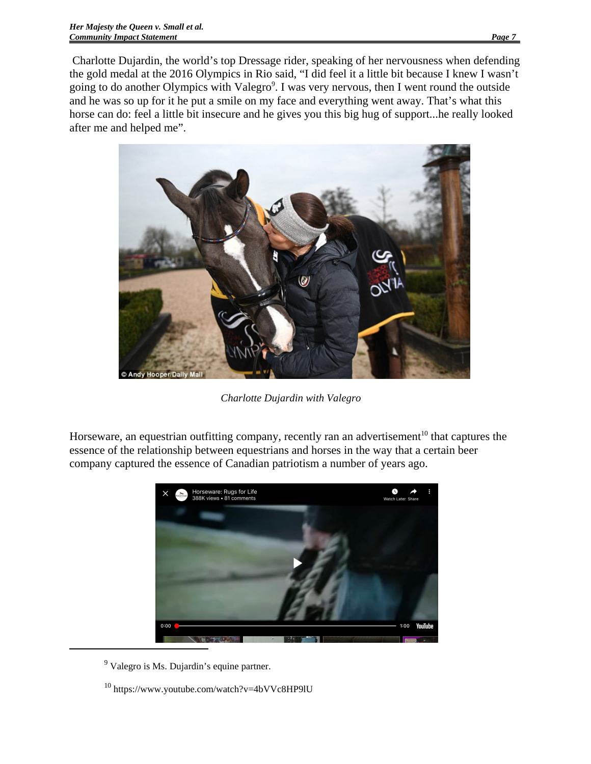Charlotte Dujardin, the world's top Dressage rider, speaking of her nervousness when defending the gold medal at the 2016 Olympics in Rio said, "I did feel it a little bit because I knew I wasn't going to do another Olympics with Valegro[9]. I was very nervous, then I went round the outside and he was so up for it he put a smile on my face and everything went away. That's what this horse can do: feel a little bit insecure and he gives you this big hug of support...he really looked after me and helped me".

*Charlotte Dujardin with Valegro*

Horseware, an equestrian outfitting company, recently ran an advertisement[10] that captures the essence of the relationship between equestrians and horses in the way that a certain beer company captured the essence of Canadian patriotism a number of years ago.

[9] Valegro is Ms. Dujardin's equine partner.

[10] https://www.youtube.com/watch?v=4bVVc8HP9lU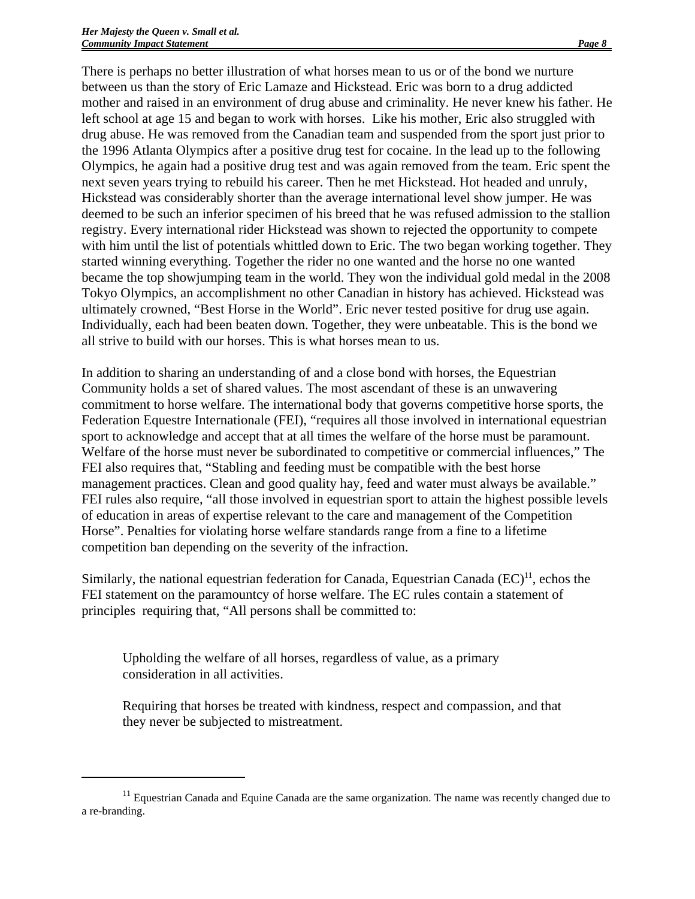There is perhaps no better illustration of what horses mean to us or of the bond we nurture between us than the story of Eric Lamaze and Hickstead. Eric was born to a drug addicted mother and raised in an environment of drug abuse and criminality. He never knew his father. He left school at age 15 and began to work with horses. Like his mother, Eric also struggled with drug abuse. He was removed from the Canadian team and suspended from the sport just prior to the 1996 Atlanta Olympics after a positive drug test for cocaine. In the lead up to the following Olympics, he again had a positive drug test and was again removed from the team. Eric spent the next seven years trying to rebuild his career. Then he met Hickstead. Hot headed and unruly, Hickstead was considerably shorter than the average international level show jumper. He was deemed to be such an inferior specimen of his breed that he was refused admission to the stallion registry. Every international rider Hickstead was shown to rejected the opportunity to compete with him until the list of potentials whittled down to Eric. The two began working together. They started winning everything. Together the rider no one wanted and the horse no one wanted became the top showjumping team in the world. They won the individual gold medal in the 2008 Tokyo Olympics, an accomplishment no other Canadian in history has achieved. Hickstead was ultimately crowned, "Best Horse in the World". Eric never tested positive for drug use again. Individually, each had been beaten down. Together, they were unbeatable. This is the bond we all strive to build with our horses. This is what horses mean to us.

In addition to sharing an understanding of and a close bond with horses, the Equestrian Community holds a set of shared values. The most ascendant of these is an unwavering commitment to horse welfare. The international body that governs competitive horse sports, the Federation Equestre Internationale (FEI), "requires all those involved in international equestrian sport to acknowledge and accept that at all times the welfare of the horse must be paramount. Welfare of the horse must never be subordinated to competitive or commercial influences," The FEI also requires that, "Stabling and feeding must be compatible with the best horse management practices. Clean and good quality hay, feed and water must always be available." FEI rules also require, "all those involved in equestrian sport to attain the highest possible levels of education in areas of expertise relevant to the care and management of the Competition Horse". Penalties for violating horse welfare standards range from a fine to a lifetime competition ban depending on the severity of the infraction.

Similarly, the national equestrian federation for Canada, Equestrian Canada (EC)[11], echos the FEI statement on the paramountcy of horse welfare. The EC rules contain a statement of principles requiring that, "All persons shall be committed to:

> Upholding the welfare of all horses, regardless of value, as a primary consideration in all activities.
>
> Requiring that horses be treated with kindness, respect and compassion, and that they never be subjected to mistreatment.

---

[11] Equestrian Canada and Equine Canada are the same organization. The name was recently changed due to a re-branding.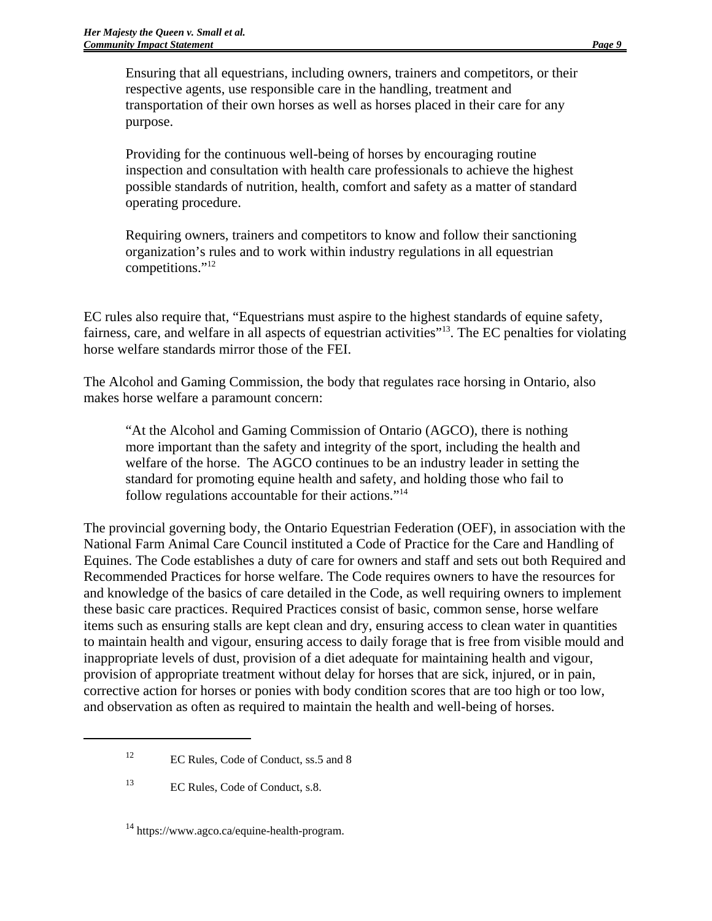> Ensuring that all equestrians, including owners, trainers and competitors, or their respective agents, use responsible care in the handling, treatment and transportation of their own horses as well as horses placed in their care for any purpose.
>
> Providing for the continuous well-being of horses by encouraging routine inspection and consultation with health care professionals to achieve the highest possible standards of nutrition, health, comfort and safety as a matter of standard operating procedure.
>
> Requiring owners, trainers and competitors to know and follow their sanctioning organization's rules and to work within industry regulations in all equestrian competitions."[12]

EC rules also require that, "Equestrians must aspire to the highest standards of equine safety, fairness, care, and welfare in all aspects of equestrian activities"[13]. The EC penalties for violating horse welfare standards mirror those of the FEI.

The Alcohol and Gaming Commission, the body that regulates race horsing in Ontario, also makes horse welfare a paramount concern:

> "At the Alcohol and Gaming Commission of Ontario (AGCO), there is nothing more important than the safety and integrity of the sport, including the health and welfare of the horse. The AGCO continues to be an industry leader in setting the standard for promoting equine health and safety, and holding those who fail to follow regulations accountable for their actions."[14]

The provincial governing body, the Ontario Equestrian Federation (OEF), in association with the National Farm Animal Care Council instituted a Code of Practice for the Care and Handling of Equines. The Code establishes a duty of care for owners and staff and sets out both Required and Recommended Practices for horse welfare. The Code requires owners to have the resources for and knowledge of the basics of care detailed in the Code, as well requiring owners to implement these basic care practices. Required Practices consist of basic, common sense, horse welfare items such as ensuring stalls are kept clean and dry, ensuring access to clean water in quantities to maintain health and vigour, ensuring access to daily forage that is free from visible mould and inappropriate levels of dust, provision of a diet adequate for maintaining health and vigour, provision of appropriate treatment without delay for horses that are sick, injured, or in pain, corrective action for horses or ponies with body condition scores that are too high or too low, and observation as often as required to maintain the health and well-being of horses.

---

[12] EC Rules, Code of Conduct, ss.5 and 8

[13] EC Rules, Code of Conduct, s.8.

[14] https://www.agco.ca/equine-health-program.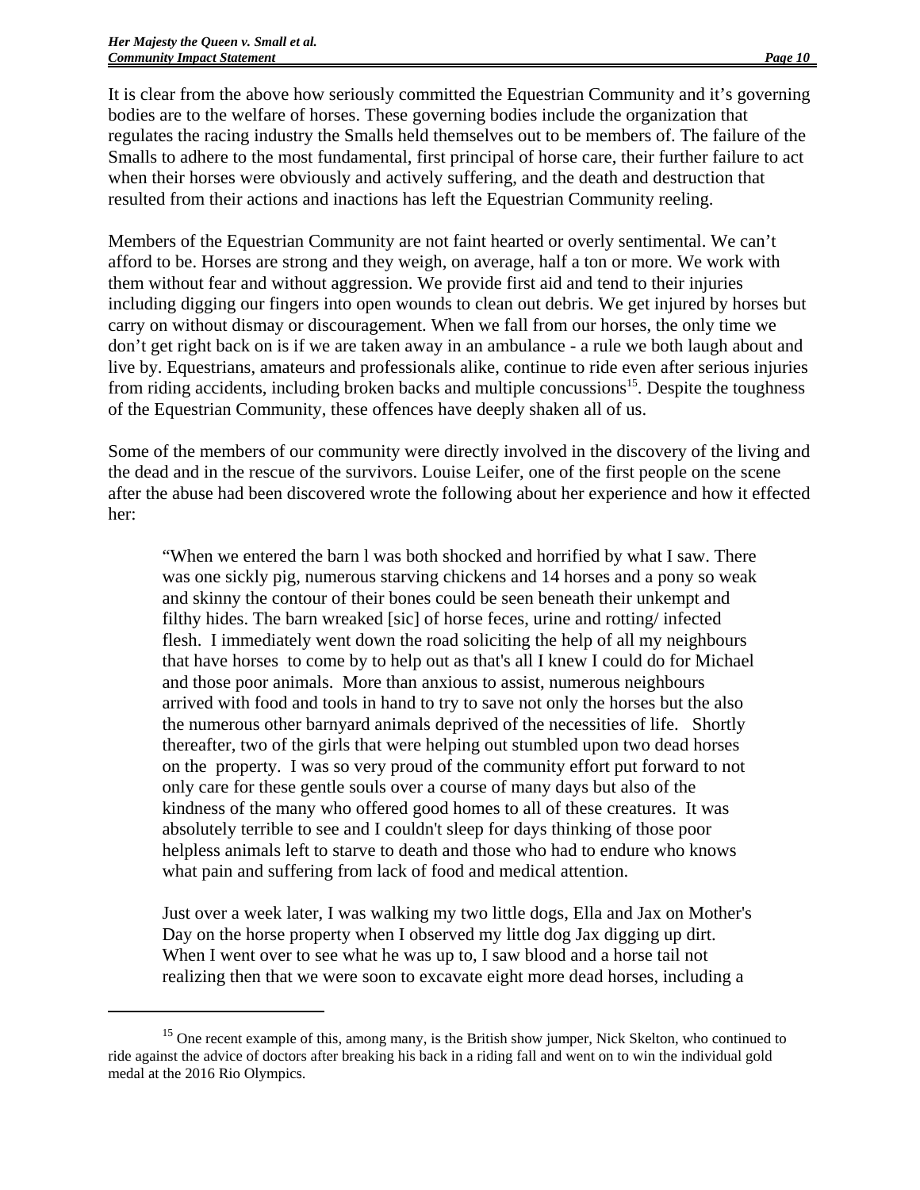It is clear from the above how seriously committed the Equestrian Community and it's governing bodies are to the welfare of horses. These governing bodies include the organization that regulates the racing industry the Smalls held themselves out to be members of. The failure of the Smalls to adhere to the most fundamental, first principal of horse care, their further failure to act when their horses were obviously and actively suffering, and the death and destruction that resulted from their actions and inactions has left the Equestrian Community reeling.

Members of the Equestrian Community are not faint hearted or overly sentimental. We can't afford to be. Horses are strong and they weigh, on average, half a ton or more. We work with them without fear and without aggression. We provide first aid and tend to their injuries including digging our fingers into open wounds to clean out debris. We get injured by horses but carry on without dismay or discouragement. When we fall from our horses, the only time we don't get right back on is if we are taken away in an ambulance - a rule we both laugh about and live by. Equestrians, amateurs and professionals alike, continue to ride even after serious injuries from riding accidents, including broken backs and multiple concussions[15]. Despite the toughness of the Equestrian Community, these offences have deeply shaken all of us.

Some of the members of our community were directly involved in the discovery of the living and the dead and in the rescue of the survivors. Louise Leifer, one of the first people on the scene after the abuse had been discovered wrote the following about her experience and how it effected her:

> "When we entered the barn l was both shocked and horrified by what I saw. There was one sickly pig, numerous starving chickens and 14 horses and a pony so weak and skinny the contour of their bones could be seen beneath their unkempt and filthy hides. The barn wreaked [sic] of horse feces, urine and rotting/ infected flesh. I immediately went down the road soliciting the help of all my neighbours that have horses to come by to help out as that's all I knew I could do for Michael and those poor animals. More than anxious to assist, numerous neighbours arrived with food and tools in hand to try to save not only the horses but the also the numerous other barnyard animals deprived of the necessities of life. Shortly thereafter, two of the girls that were helping out stumbled upon two dead horses on the property. I was so very proud of the community effort put forward to not only care for these gentle souls over a course of many days but also of the kindness of the many who offered good homes to all of these creatures. It was absolutely terrible to see and I couldn't sleep for days thinking of those poor helpless animals left to starve to death and those who had to endure who knows what pain and suffering from lack of food and medical attention.
>
> Just over a week later, I was walking my two little dogs, Ella and Jax on Mother's Day on the horse property when I observed my little dog Jax digging up dirt. When I went over to see what he was up to, I saw blood and a horse tail not realizing then that we were soon to excavate eight more dead horses, including a

[15] One recent example of this, among many, is the British show jumper, Nick Skelton, who continued to ride against the advice of doctors after breaking his back in a riding fall and went on to win the individual gold medal at the 2016 Rio Olympics.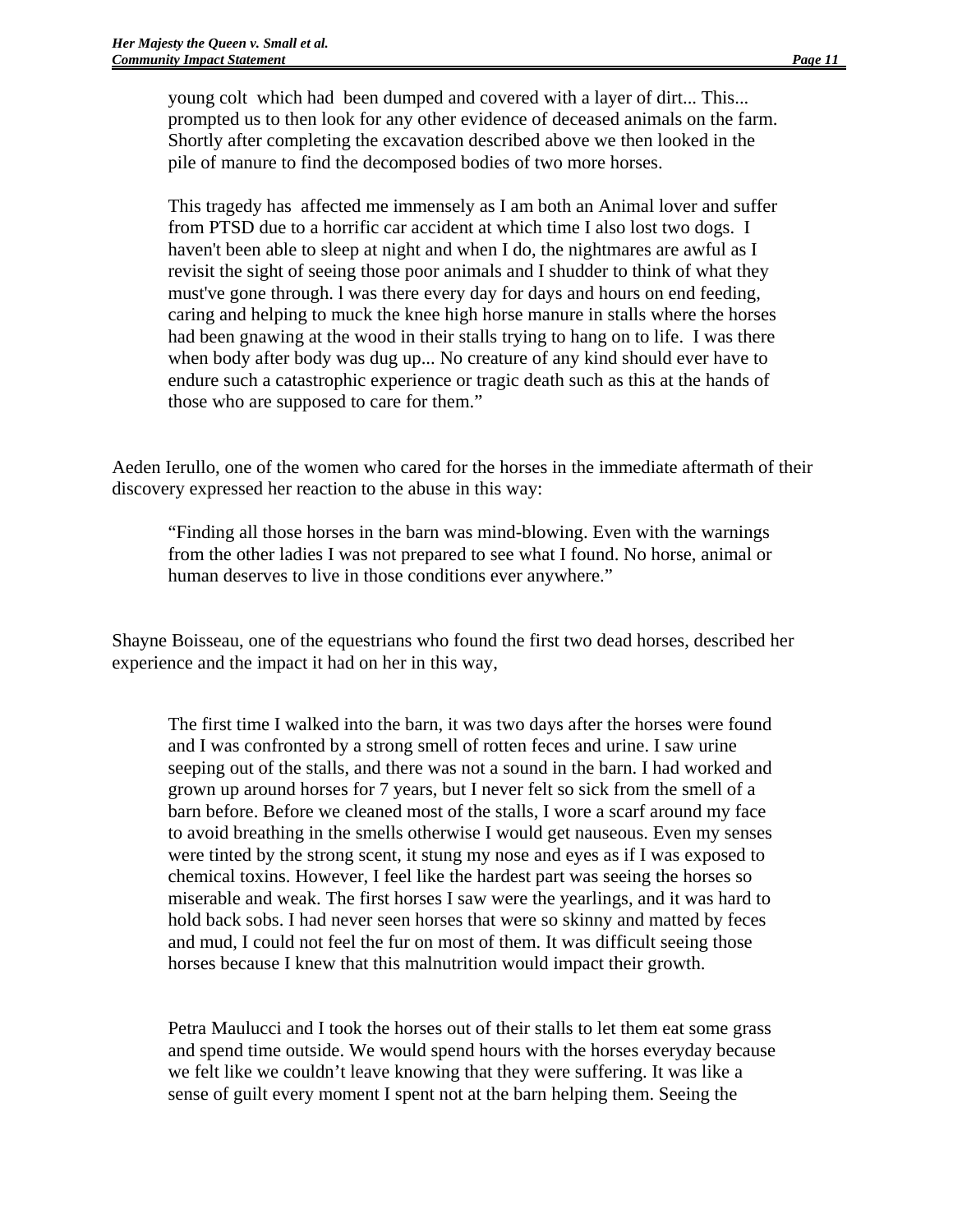> young colt which had been dumped and covered with a layer of dirt... This... prompted us to then look for any other evidence of deceased animals on the farm. Shortly after completing the excavation described above we then looked in the pile of manure to find the decomposed bodies of two more horses.
>
> This tragedy has affected me immensely as I am both an Animal lover and suffer from PTSD due to a horrific car accident at which time I also lost two dogs. I haven't been able to sleep at night and when I do, the nightmares are awful as I revisit the sight of seeing those poor animals and I shudder to think of what they must've gone through. l was there every day for days and hours on end feeding, caring and helping to muck the knee high horse manure in stalls where the horses had been gnawing at the wood in their stalls trying to hang on to life. I was there when body after body was dug up... No creature of any kind should ever have to endure such a catastrophic experience or tragic death such as this at the hands of those who are supposed to care for them."

Aeden Ierullo, one of the women who cared for the horses in the immediate aftermath of their discovery expressed her reaction to the abuse in this way:

> "Finding all those horses in the barn was mind-blowing. Even with the warnings from the other ladies I was not prepared to see what I found. No horse, animal or human deserves to live in those conditions ever anywhere."

Shayne Boisseau, one of the equestrians who found the first two dead horses, described her experience and the impact it had on her in this way,

> The first time I walked into the barn, it was two days after the horses were found and I was confronted by a strong smell of rotten feces and urine. I saw urine seeping out of the stalls, and there was not a sound in the barn. I had worked and grown up around horses for 7 years, but I never felt so sick from the smell of a barn before. Before we cleaned most of the stalls, I wore a scarf around my face to avoid breathing in the smells otherwise I would get nauseous. Even my senses were tinted by the strong scent, it stung my nose and eyes as if I was exposed to chemical toxins. However, I feel like the hardest part was seeing the horses so miserable and weak. The first horses I saw were the yearlings, and it was hard to hold back sobs. I had never seen horses that were so skinny and matted by feces and mud, I could not feel the fur on most of them. It was difficult seeing those horses because I knew that this malnutrition would impact their growth.
>
> Petra Maulucci and I took the horses out of their stalls to let them eat some grass and spend time outside. We would spend hours with the horses everyday because we felt like we couldn't leave knowing that they were suffering. It was like a sense of guilt every moment I spent not at the barn helping them. Seeing the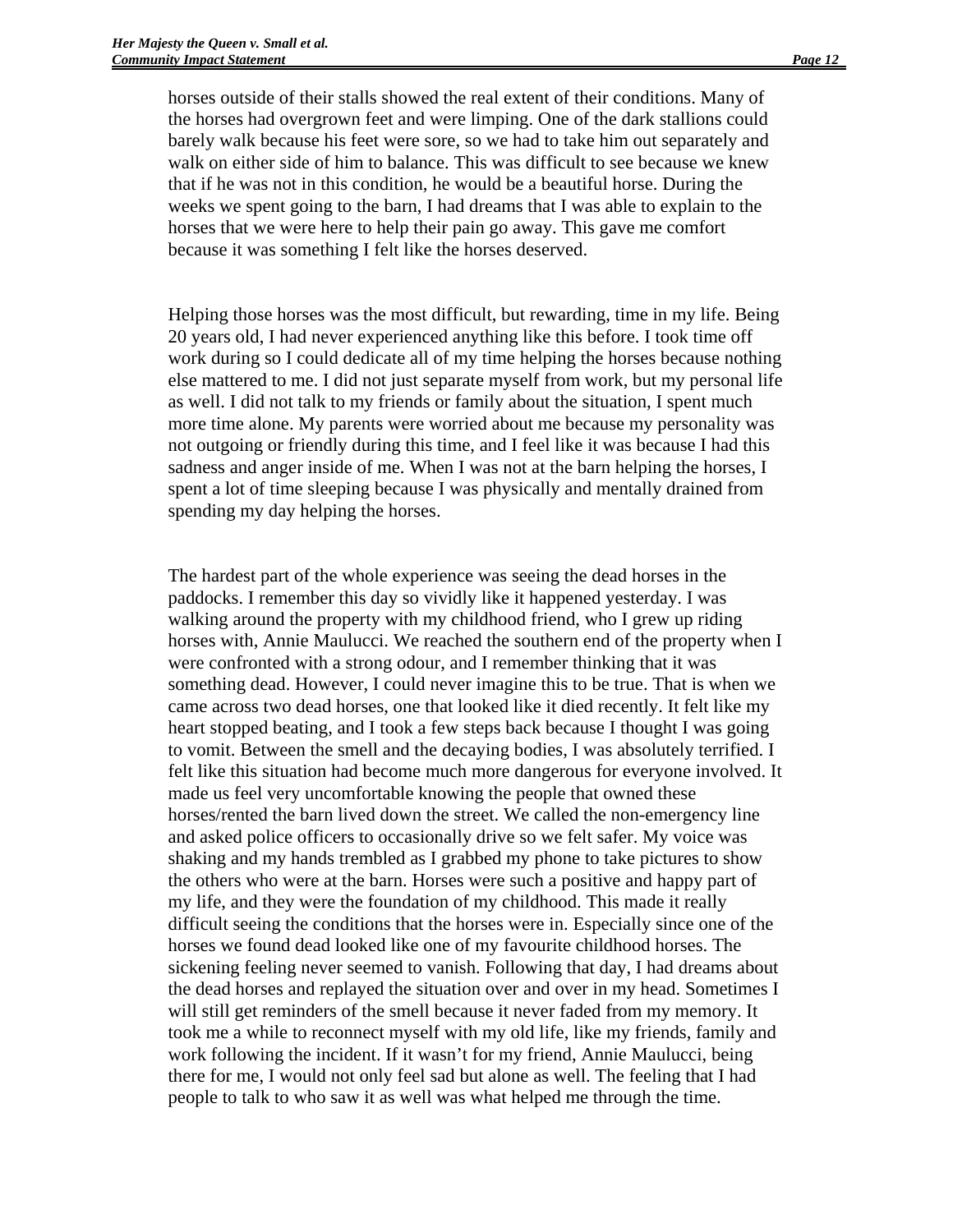horses outside of their stalls showed the real extent of their conditions. Many of the horses had overgrown feet and were limping. One of the dark stallions could barely walk because his feet were sore, so we had to take him out separately and walk on either side of him to balance. This was difficult to see because we knew that if he was not in this condition, he would be a beautiful horse. During the weeks we spent going to the barn, I had dreams that I was able to explain to the horses that we were here to help their pain go away. This gave me comfort because it was something I felt like the horses deserved.

Helping those horses was the most difficult, but rewarding, time in my life. Being 20 years old, I had never experienced anything like this before. I took time off work during so I could dedicate all of my time helping the horses because nothing else mattered to me. I did not just separate myself from work, but my personal life as well. I did not talk to my friends or family about the situation, I spent much more time alone. My parents were worried about me because my personality was not outgoing or friendly during this time, and I feel like it was because I had this sadness and anger inside of me. When I was not at the barn helping the horses, I spent a lot of time sleeping because I was physically and mentally drained from spending my day helping the horses.

The hardest part of the whole experience was seeing the dead horses in the paddocks. I remember this day so vividly like it happened yesterday. I was walking around the property with my childhood friend, who I grew up riding horses with, Annie Maulucci. We reached the southern end of the property when I were confronted with a strong odour, and I remember thinking that it was something dead. However, I could never imagine this to be true. That is when we came across two dead horses, one that looked like it died recently. It felt like my heart stopped beating, and I took a few steps back because I thought I was going to vomit. Between the smell and the decaying bodies, I was absolutely terrified. I felt like this situation had become much more dangerous for everyone involved. It made us feel very uncomfortable knowing the people that owned these horses/rented the barn lived down the street. We called the non-emergency line and asked police officers to occasionally drive so we felt safer. My voice was shaking and my hands trembled as I grabbed my phone to take pictures to show the others who were at the barn. Horses were such a positive and happy part of my life, and they were the foundation of my childhood. This made it really difficult seeing the conditions that the horses were in. Especially since one of the horses we found dead looked like one of my favourite childhood horses. The sickening feeling never seemed to vanish. Following that day, I had dreams about the dead horses and replayed the situation over and over in my head. Sometimes I will still get reminders of the smell because it never faded from my memory. It took me a while to reconnect myself with my old life, like my friends, family and work following the incident. If it wasn't for my friend, Annie Maulucci, being there for me, I would not only feel sad but alone as well. The feeling that I had people to talk to who saw it as well was what helped me through the time.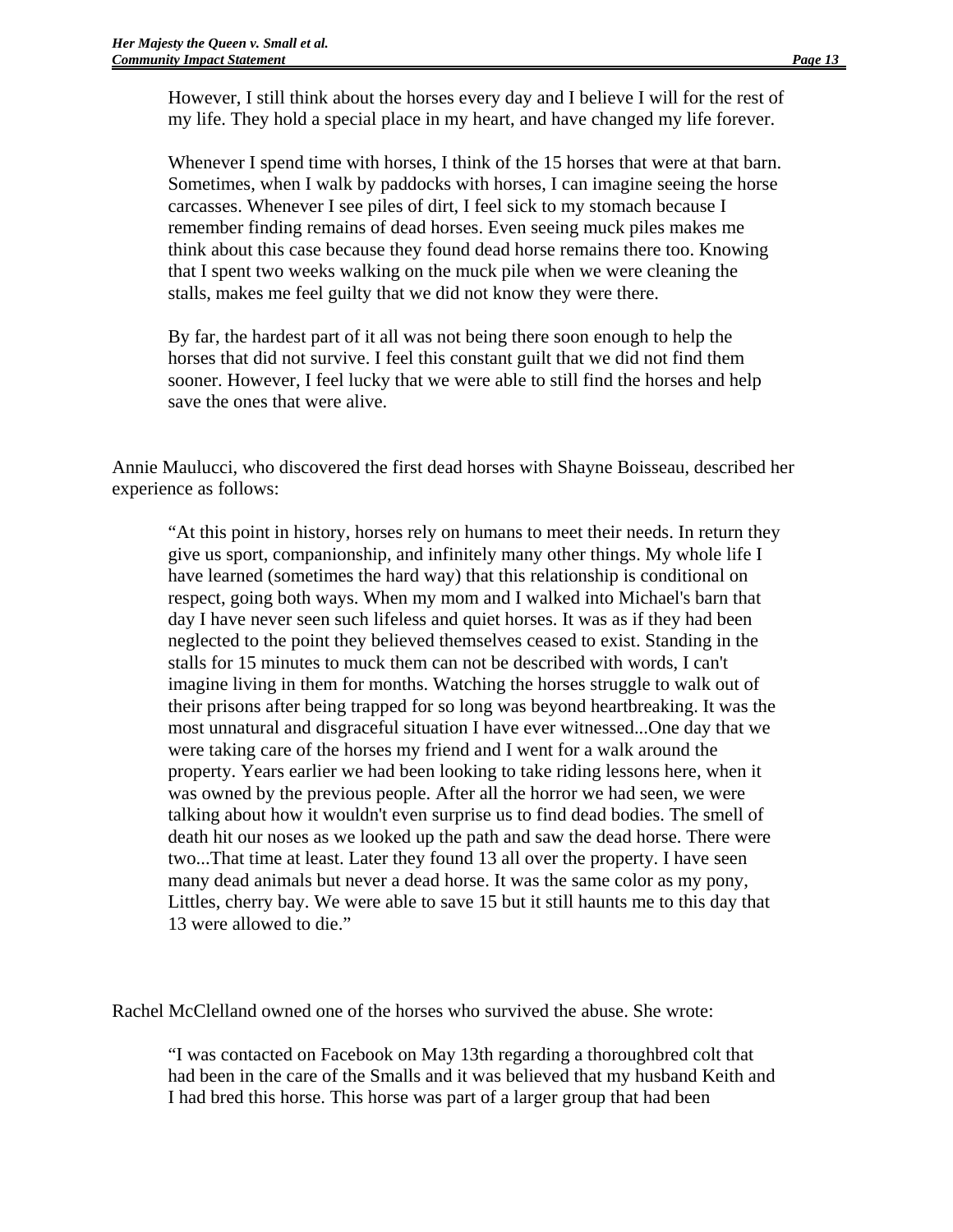> However, I still think about the horses every day and I believe I will for the rest of my life. They hold a special place in my heart, and have changed my life forever.
>
> Whenever I spend time with horses, I think of the 15 horses that were at that barn. Sometimes, when I walk by paddocks with horses, I can imagine seeing the horse carcasses. Whenever I see piles of dirt, I feel sick to my stomach because I remember finding remains of dead horses. Even seeing muck piles makes me think about this case because they found dead horse remains there too. Knowing that I spent two weeks walking on the muck pile when we were cleaning the stalls, makes me feel guilty that we did not know they were there.
>
> By far, the hardest part of it all was not being there soon enough to help the horses that did not survive. I feel this constant guilt that we did not find them sooner. However, I feel lucky that we were able to still find the horses and help save the ones that were alive.

Annie Maulucci, who discovered the first dead horses with Shayne Boisseau, described her experience as follows:

> "At this point in history, horses rely on humans to meet their needs. In return they give us sport, companionship, and infinitely many other things. My whole life I have learned (sometimes the hard way) that this relationship is conditional on respect, going both ways. When my mom and I walked into Michael's barn that day I have never seen such lifeless and quiet horses. It was as if they had been neglected to the point they believed themselves ceased to exist. Standing in the stalls for 15 minutes to muck them can not be described with words, I can't imagine living in them for months. Watching the horses struggle to walk out of their prisons after being trapped for so long was beyond heartbreaking. It was the most unnatural and disgraceful situation I have ever witnessed...One day that we were taking care of the horses my friend and I went for a walk around the property. Years earlier we had been looking to take riding lessons here, when it was owned by the previous people. After all the horror we had seen, we were talking about how it wouldn't even surprise us to find dead bodies. The smell of death hit our noses as we looked up the path and saw the dead horse. There were two...That time at least. Later they found 13 all over the property. I have seen many dead animals but never a dead horse. It was the same color as my pony, Littles, cherry bay. We were able to save 15 but it still haunts me to this day that 13 were allowed to die."

Rachel McClelland owned one of the horses who survived the abuse. She wrote:

> "I was contacted on Facebook on May 13th regarding a thoroughbred colt that had been in the care of the Smalls and it was believed that my husband Keith and I had bred this horse. This horse was part of a larger group that had been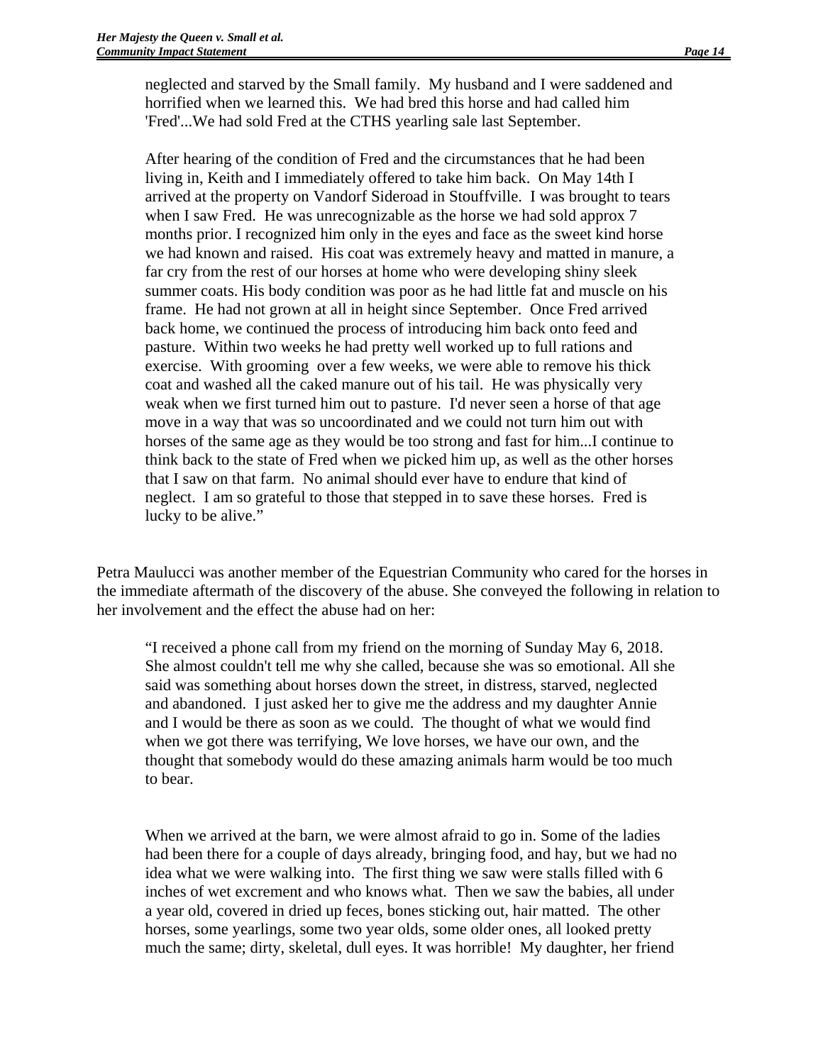> neglected and starved by the Small family. My husband and I were saddened and horrified when we learned this. We had bred this horse and had called him 'Fred'...We had sold Fred at the CTHS yearling sale last September.
>
> After hearing of the condition of Fred and the circumstances that he had been living in, Keith and I immediately offered to take him back. On May 14th I arrived at the property on Vandorf Sideroad in Stouffville. I was brought to tears when I saw Fred. He was unrecognizable as the horse we had sold approx 7 months prior. I recognized him only in the eyes and face as the sweet kind horse we had known and raised. His coat was extremely heavy and matted in manure, a far cry from the rest of our horses at home who were developing shiny sleek summer coats. His body condition was poor as he had little fat and muscle on his frame. He had not grown at all in height since September. Once Fred arrived back home, we continued the process of introducing him back onto feed and pasture. Within two weeks he had pretty well worked up to full rations and exercise. With grooming over a few weeks, we were able to remove his thick coat and washed all the caked manure out of his tail. He was physically very weak when we first turned him out to pasture. I'd never seen a horse of that age move in a way that was so uncoordinated and we could not turn him out with horses of the same age as they would be too strong and fast for him...I continue to think back to the state of Fred when we picked him up, as well as the other horses that I saw on that farm. No animal should ever have to endure that kind of neglect. I am so grateful to those that stepped in to save these horses. Fred is lucky to be alive."

Petra Maulucci was another member of the Equestrian Community who cared for the horses in the immediate aftermath of the discovery of the abuse. She conveyed the following in relation to her involvement and the effect the abuse had on her:

> "I received a phone call from my friend on the morning of Sunday May 6, 2018. She almost couldn't tell me why she called, because she was so emotional. All she said was something about horses down the street, in distress, starved, neglected and abandoned. I just asked her to give me the address and my daughter Annie and I would be there as soon as we could. The thought of what we would find when we got there was terrifying, We love horses, we have our own, and the thought that somebody would do these amazing animals harm would be too much to bear.
>
> When we arrived at the barn, we were almost afraid to go in. Some of the ladies had been there for a couple of days already, bringing food, and hay, but we had no idea what we were walking into. The first thing we saw were stalls filled with 6 inches of wet excrement and who knows what. Then we saw the babies, all under a year old, covered in dried up feces, bones sticking out, hair matted. The other horses, some yearlings, some two year olds, some older ones, all looked pretty much the same; dirty, skeletal, dull eyes. It was horrible! My daughter, her friend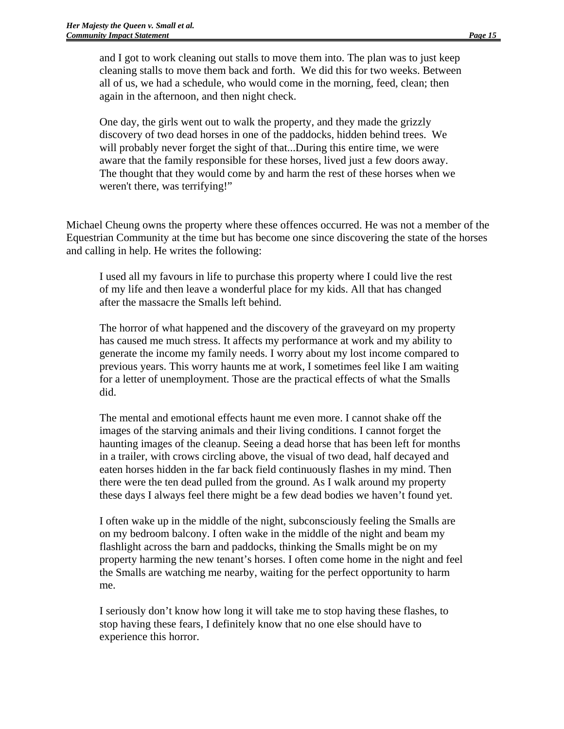> and I got to work cleaning out stalls to move them into. The plan was to just keep cleaning stalls to move them back and forth.  We did this for two weeks. Between all of us, we had a schedule, who would come in the morning, feed, clean; then again in the afternoon, and then night check.
>
> One day, the girls went out to walk the property, and they made the grizzly discovery of two dead horses in one of the paddocks, hidden behind trees.  We will probably never forget the sight of that...During this entire time, we were aware that the family responsible for these horses, lived just a few doors away. The thought that they would come by and harm the rest of these horses when we weren't there, was terrifying!"

Michael Cheung owns the property where these offences occurred. He was not a member of the Equestrian Community at the time but has become one since discovering the state of the horses and calling in help. He writes the following:

> I used all my favours in life to purchase this property where I could live the rest of my life and then leave a wonderful place for my kids. All that has changed after the massacre the Smalls left behind.
>
> The horror of what happened and the discovery of the graveyard on my property has caused me much stress. It affects my performance at work and my ability to generate the income my family needs. I worry about my lost income compared to previous years. This worry haunts me at work, I sometimes feel like I am waiting for a letter of unemployment. Those are the practical effects of what the Smalls did.
>
> The mental and emotional effects haunt me even more. I cannot shake off the images of the starving animals and their living conditions. I cannot forget the haunting images of the cleanup. Seeing a dead horse that has been left for months in a trailer, with crows circling above, the visual of two dead, half decayed and eaten horses hidden in the far back field continuously flashes in my mind. Then there were the ten dead pulled from the ground. As I walk around my property these days I always feel there might be a few dead bodies we haven't found yet.
>
> I often wake up in the middle of the night, subconsciously feeling the Smalls are on my bedroom balcony. I often wake in the middle of the night and beam my flashlight across the barn and paddocks, thinking the Smalls might be on my property harming the new tenant's horses. I often come home in the night and feel the Smalls are watching me nearby, waiting for the perfect opportunity to harm me.
>
> I seriously don't know how long it will take me to stop having these flashes, to stop having these fears, I definitely know that no one else should have to experience this horror.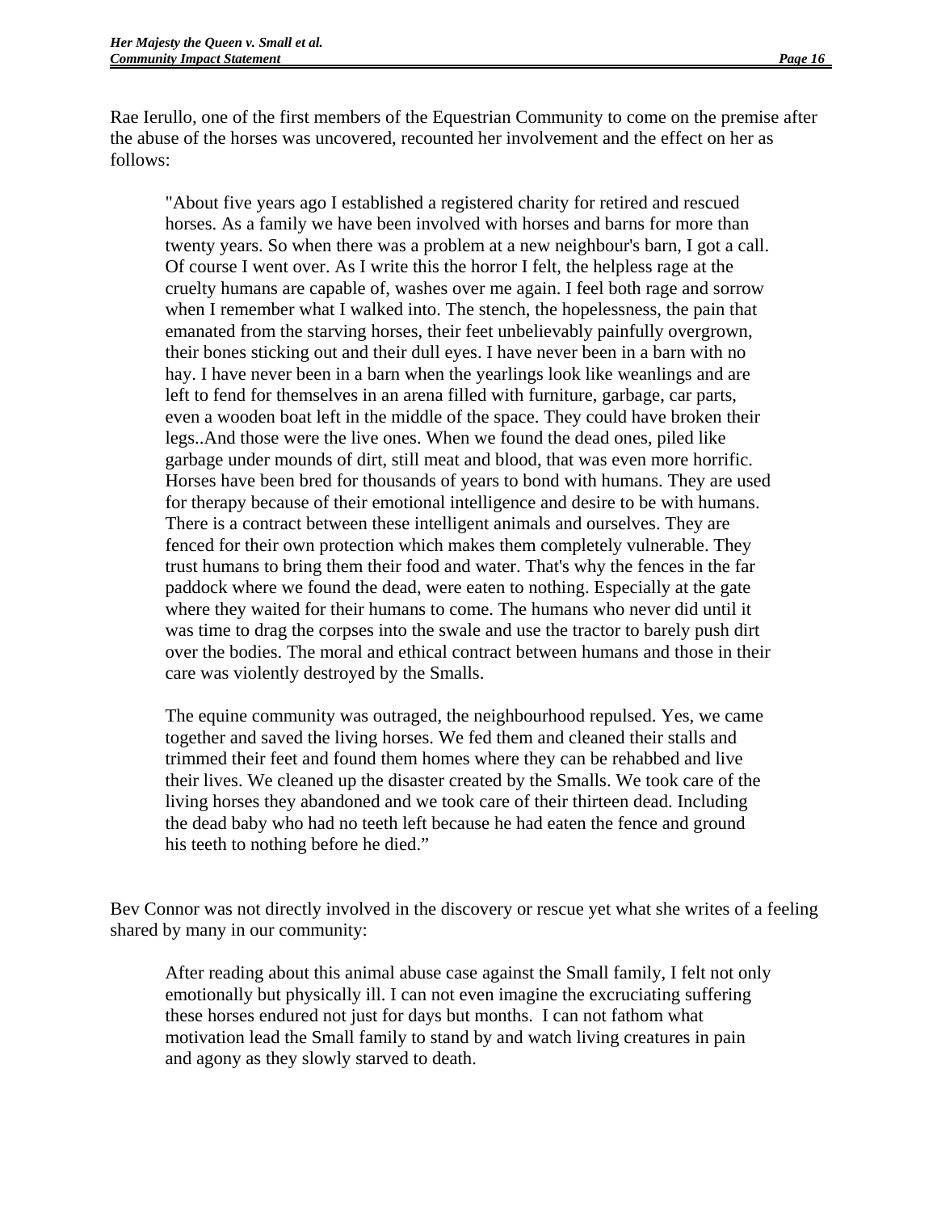Rae Ierullo, one of the first members of the Equestrian Community to come on the premise after the abuse of the horses was uncovered, recounted her involvement and the effect on her as follows:

> "About five years ago I established a registered charity for retired and rescued horses. As a family we have been involved with horses and barns for more than twenty years. So when there was a problem at a new neighbour's barn, I got a call. Of course I went over. As I write this the horror I felt, the helpless rage at the cruelty humans are capable of, washes over me again. I feel both rage and sorrow when I remember what I walked into. The stench, the hopelessness, the pain that emanated from the starving horses, their feet unbelievably painfully overgrown, their bones sticking out and their dull eyes. I have never been in a barn with no hay. I have never been in a barn when the yearlings look like weanlings and are left to fend for themselves in an arena filled with furniture, garbage, car parts, even a wooden boat left in the middle of the space. They could have broken their legs..And those were the live ones. When we found the dead ones, piled like garbage under mounds of dirt, still meat and blood, that was even more horrific. Horses have been bred for thousands of years to bond with humans. They are used for therapy because of their emotional intelligence and desire to be with humans. There is a contract between these intelligent animals and ourselves. They are fenced for their own protection which makes them completely vulnerable. They trust humans to bring them their food and water. That's why the fences in the far paddock where we found the dead, were eaten to nothing. Especially at the gate where they waited for their humans to come. The humans who never did until it was time to drag the corpses into the swale and use the tractor to barely push dirt over the bodies. The moral and ethical contract between humans and those in their care was violently destroyed by the Smalls.
>
> The equine community was outraged, the neighbourhood repulsed. Yes, we came together and saved the living horses. We fed them and cleaned their stalls and trimmed their feet and found them homes where they can be rehabbed and live their lives. We cleaned up the disaster created by the Smalls. We took care of the living horses they abandoned and we took care of their thirteen dead. Including the dead baby who had no teeth left because he had eaten the fence and ground his teeth to nothing before he died."

Bev Connor was not directly involved in the discovery or rescue yet what she writes of a feeling shared by many in our community:

> After reading about this animal abuse case against the Small family, I felt not only emotionally but physically ill. I can not even imagine the excruciating suffering these horses endured not just for days but months. I can not fathom what motivation lead the Small family to stand by and watch living creatures in pain and agony as they slowly starved to death.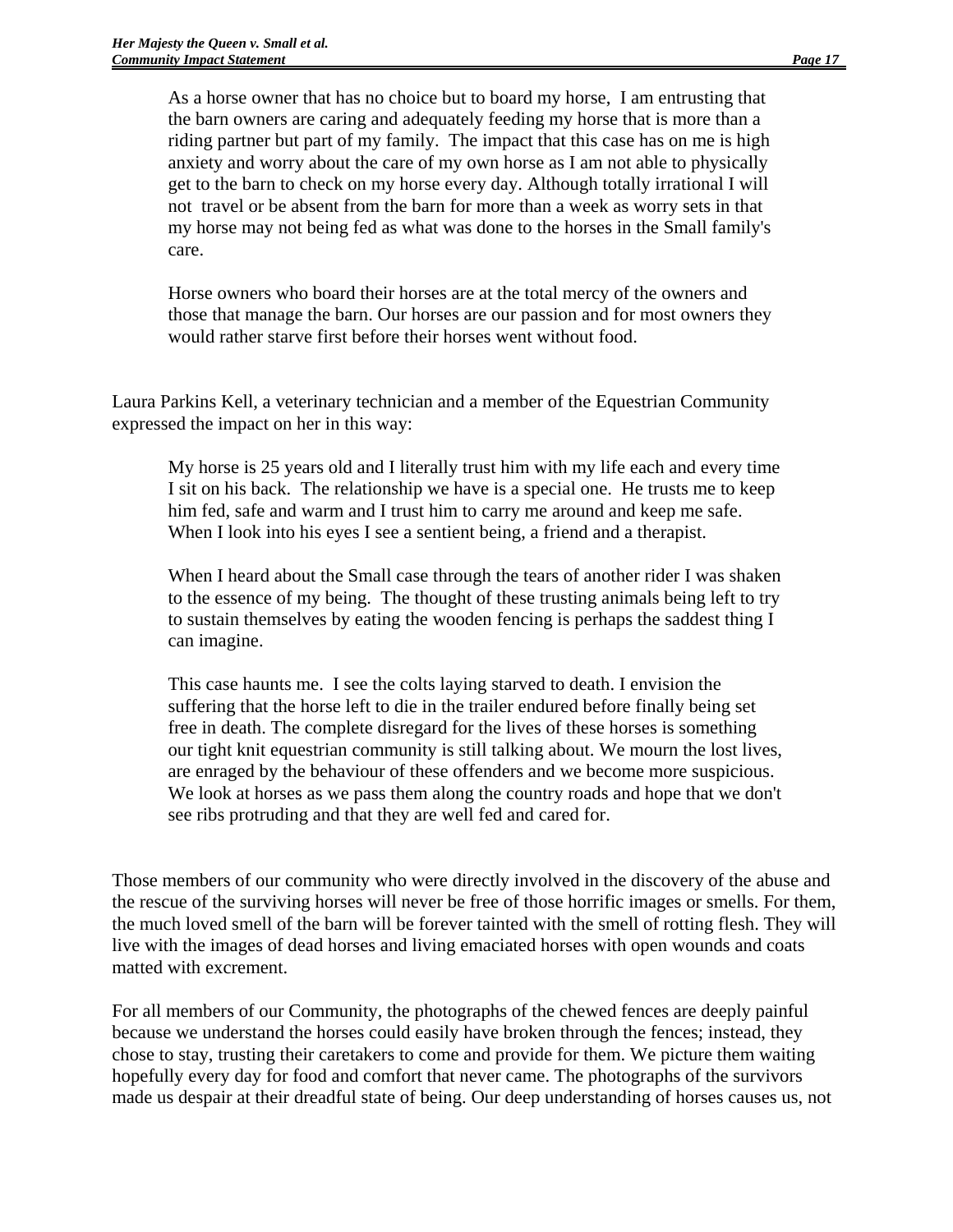> As a horse owner that has no choice but to board my horse, I am entrusting that the barn owners are caring and adequately feeding my horse that is more than a riding partner but part of my family. The impact that this case has on me is high anxiety and worry about the care of my own horse as I am not able to physically get to the barn to check on my horse every day. Although totally irrational I will not travel or be absent from the barn for more than a week as worry sets in that my horse may not being fed as what was done to the horses in the Small family's care.
>
> Horse owners who board their horses are at the total mercy of the owners and those that manage the barn. Our horses are our passion and for most owners they would rather starve first before their horses went without food.

Laura Parkins Kell, a veterinary technician and a member of the Equestrian Community expressed the impact on her in this way:

> My horse is 25 years old and I literally trust him with my life each and every time I sit on his back. The relationship we have is a special one. He trusts me to keep him fed, safe and warm and I trust him to carry me around and keep me safe. When I look into his eyes I see a sentient being, a friend and a therapist.
>
> When I heard about the Small case through the tears of another rider I was shaken to the essence of my being. The thought of these trusting animals being left to try to sustain themselves by eating the wooden fencing is perhaps the saddest thing I can imagine.
>
> This case haunts me. I see the colts laying starved to death. I envision the suffering that the horse left to die in the trailer endured before finally being set free in death. The complete disregard for the lives of these horses is something our tight knit equestrian community is still talking about. We mourn the lost lives, are enraged by the behaviour of these offenders and we become more suspicious. We look at horses as we pass them along the country roads and hope that we don't see ribs protruding and that they are well fed and cared for.

Those members of our community who were directly involved in the discovery of the abuse and the rescue of the surviving horses will never be free of those horrific images or smells. For them, the much loved smell of the barn will be forever tainted with the smell of rotting flesh. They will live with the images of dead horses and living emaciated horses with open wounds and coats matted with excrement.

For all members of our Community, the photographs of the chewed fences are deeply painful because we understand the horses could easily have broken through the fences; instead, they chose to stay, trusting their caretakers to come and provide for them. We picture them waiting hopefully every day for food and comfort that never came. The photographs of the survivors made us despair at their dreadful state of being. Our deep understanding of horses causes us, not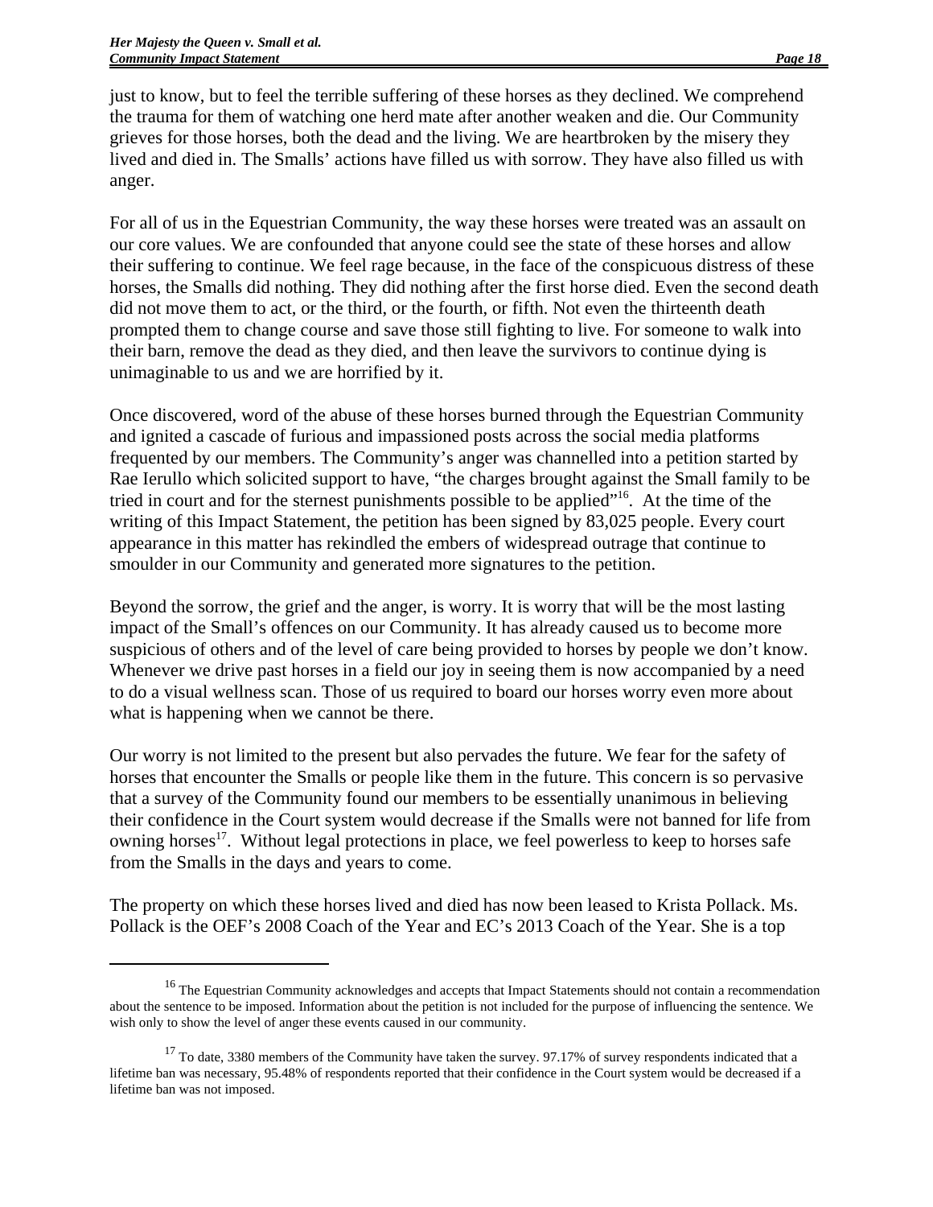just to know, but to feel the terrible suffering of these horses as they declined. We comprehend the trauma for them of watching one herd mate after another weaken and die. Our Community grieves for those horses, both the dead and the living. We are heartbroken by the misery they lived and died in. The Smalls' actions have filled us with sorrow. They have also filled us with anger.

For all of us in the Equestrian Community, the way these horses were treated was an assault on our core values. We are confounded that anyone could see the state of these horses and allow their suffering to continue. We feel rage because, in the face of the conspicuous distress of these horses, the Smalls did nothing. They did nothing after the first horse died. Even the second death did not move them to act, or the third, or the fourth, or fifth. Not even the thirteenth death prompted them to change course and save those still fighting to live. For someone to walk into their barn, remove the dead as they died, and then leave the survivors to continue dying is unimaginable to us and we are horrified by it.

Once discovered, word of the abuse of these horses burned through the Equestrian Community and ignited a cascade of furious and impassioned posts across the social media platforms frequented by our members. The Community's anger was channelled into a petition started by Rae Ierullo which solicited support to have, "the charges brought against the Small family to be tried in court and for the sternest punishments possible to be applied"[16]. At the time of the writing of this Impact Statement, the petition has been signed by 83,025 people. Every court appearance in this matter has rekindled the embers of widespread outrage that continue to smoulder in our Community and generated more signatures to the petition.

Beyond the sorrow, the grief and the anger, is worry. It is worry that will be the most lasting impact of the Small's offences on our Community. It has already caused us to become more suspicious of others and of the level of care being provided to horses by people we don't know. Whenever we drive past horses in a field our joy in seeing them is now accompanied by a need to do a visual wellness scan. Those of us required to board our horses worry even more about what is happening when we cannot be there.

Our worry is not limited to the present but also pervades the future. We fear for the safety of horses that encounter the Smalls or people like them in the future. This concern is so pervasive that a survey of the Community found our members to be essentially unanimous in believing their confidence in the Court system would decrease if the Smalls were not banned for life from owning horses[17]. Without legal protections in place, we feel powerless to keep to horses safe from the Smalls in the days and years to come.

The property on which these horses lived and died has now been leased to Krista Pollack. Ms. Pollack is the OEF's 2008 Coach of the Year and EC's 2013 Coach of the Year. She is a top

---

[16] The Equestrian Community acknowledges and accepts that Impact Statements should not contain a recommendation about the sentence to be imposed. Information about the petition is not included for the purpose of influencing the sentence. We wish only to show the level of anger these events caused in our community.

[17] To date, 3380 members of the Community have taken the survey. 97.17% of survey respondents indicated that a lifetime ban was necessary, 95.48% of respondents reported that their confidence in the Court system would be decreased if a lifetime ban was not imposed.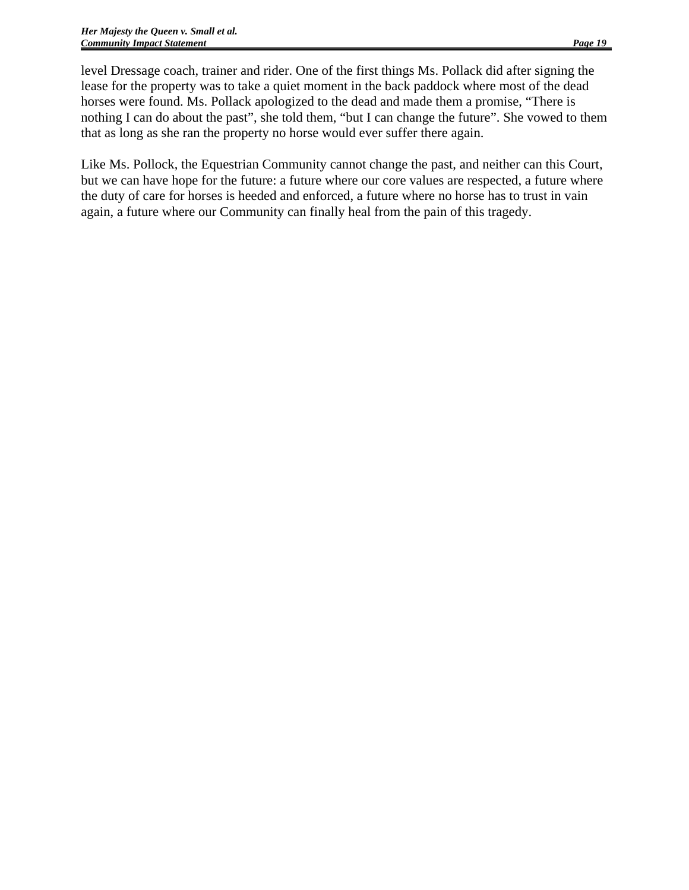level Dressage coach, trainer and rider. One of the first things Ms. Pollack did after signing the lease for the property was to take a quiet moment in the back paddock where most of the dead horses were found. Ms. Pollack apologized to the dead and made them a promise, “There is nothing I can do about the past”, she told them, “but I can change the future”. She vowed to them that as long as she ran the property no horse would ever suffer there again.

Like Ms. Pollock, the Equestrian Community cannot change the past, and neither can this Court, but we can have hope for the future: a future where our core values are respected, a future where the duty of care for horses is heeded and enforced, a future where no horse has to trust in vain again, a future where our Community can finally heal from the pain of this tragedy.